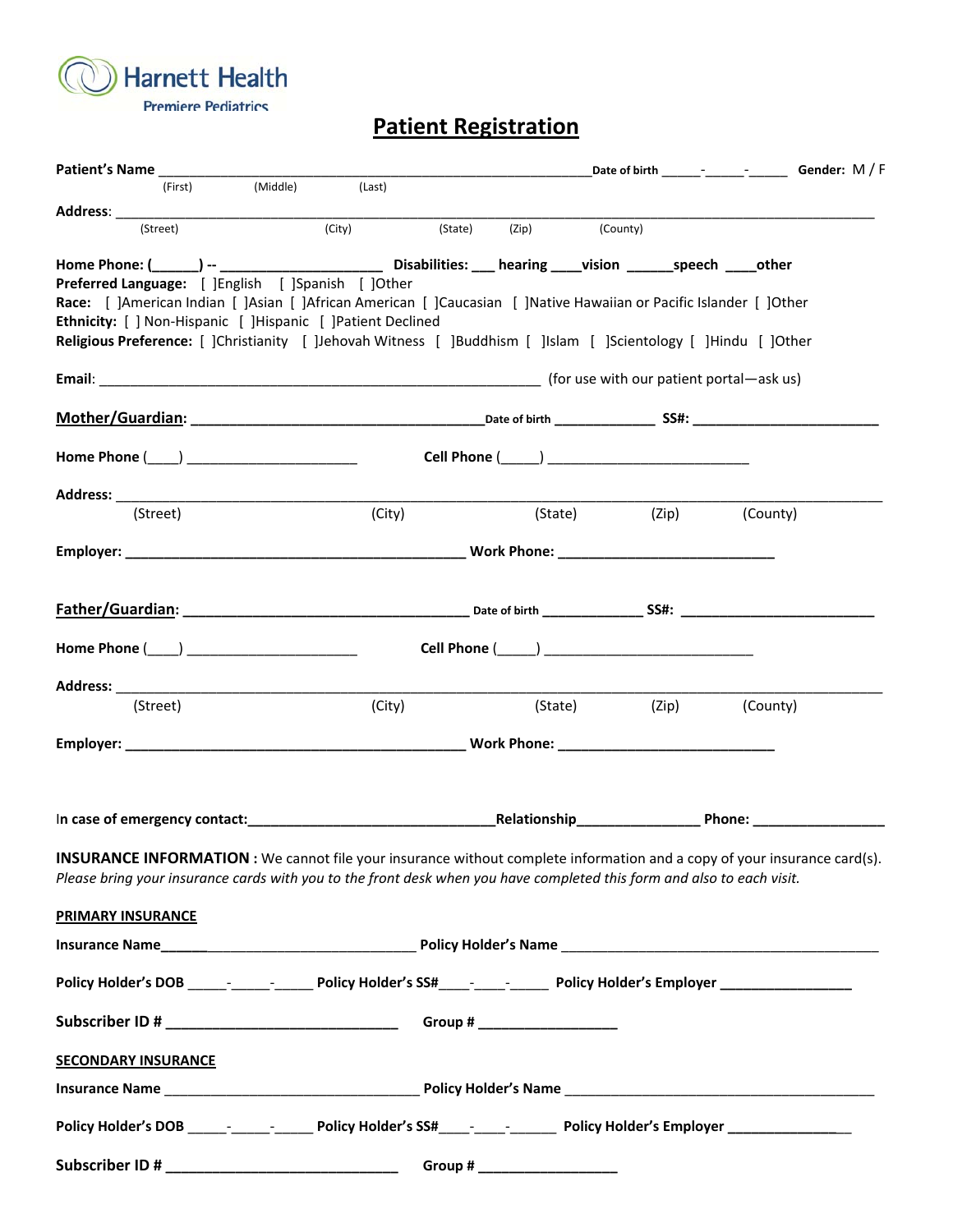Harnett Health

Premiere Pediatrics

# Patient Registration

**Patient's Name** ________________________________________________________ **Date of birth** _____-_____-_____ **Gender:** M / F
(First) (Middle) (Last)

**Address**: ________________________________________________________________________________________
(Street) (City) (State) (Zip) (County)

**Home Phone: (_____) --** ____________________ **Disabilities:** ___ **hearing** ____**vision** ______**speech** ____**other**

**Preferred Language:** [ ]English [ ]Spanish [ ]Other

**Race:** [ ]American Indian [ ]Asian [ ]African American [ ]Caucasian [ ]Native Hawaiian or Pacific Islander [ ]Other

**Ethnicity:** [ ] Non-Hispanic [ ]Hispanic [ ]Patient Declined

**Religious Preference:** [ ]Christianity [ ]Jehovah Witness [ ]Buddhism [ ]Islam [ ]Scientology [ ]Hindu [ ]Other

**Email**: ________________________________________________________ (for use with our patient portal—ask us)

**Mother/Guardian:** ____________________________________ **Date of birth** _____________ **SS#:** ________________________

**Home Phone** (____) ______________________ **Cell Phone** (_____) __________________________

**Address:** ________________________________________________________________________________________
(Street) (City) (State) (Zip) (County)

**Employer:** ____________________________________________ **Work Phone:** ___________________________

**Father/Guardian:** ____________________________________ **Date of birth** _____________ **SS#:** ________________________

**Home Phone** (____) ______________________ **Cell Phone** (_____) __________________________

**Address:** ________________________________________________________________________________________
(Street) (City) (State) (Zip) (County)

**Employer:** ____________________________________________ **Work Phone:** ___________________________

In **case of emergency contact:**_______________________________**Relationship**_______________ **Phone:** ________________

**INSURANCE INFORMATION :** We cannot file your insurance without complete information and a copy of your insurance card(s). *Please bring your insurance cards with you to the front desk when you have completed this form and also to each visit.*

**PRIMARY INSURANCE**

**Insurance Name**______________________________________ **Policy Holder's Name** ________________________________________

**Policy Holder's DOB** _____-_____-_____ **Policy Holder's SS#**____-____-_____ **Policy Holder's Employer** ________________

**Subscriber ID #** _____________________________ **Group #** _________________

**SECONDARY INSURANCE**

**Insurance Name** ________________________________ **Policy Holder's Name** ________________________________________

**Policy Holder's DOB** _____-_____-_____ **Policy Holder's SS#**____-____-______ **Policy Holder's Employer** _______________

**Subscriber ID #** _____________________________ **Group #** _________________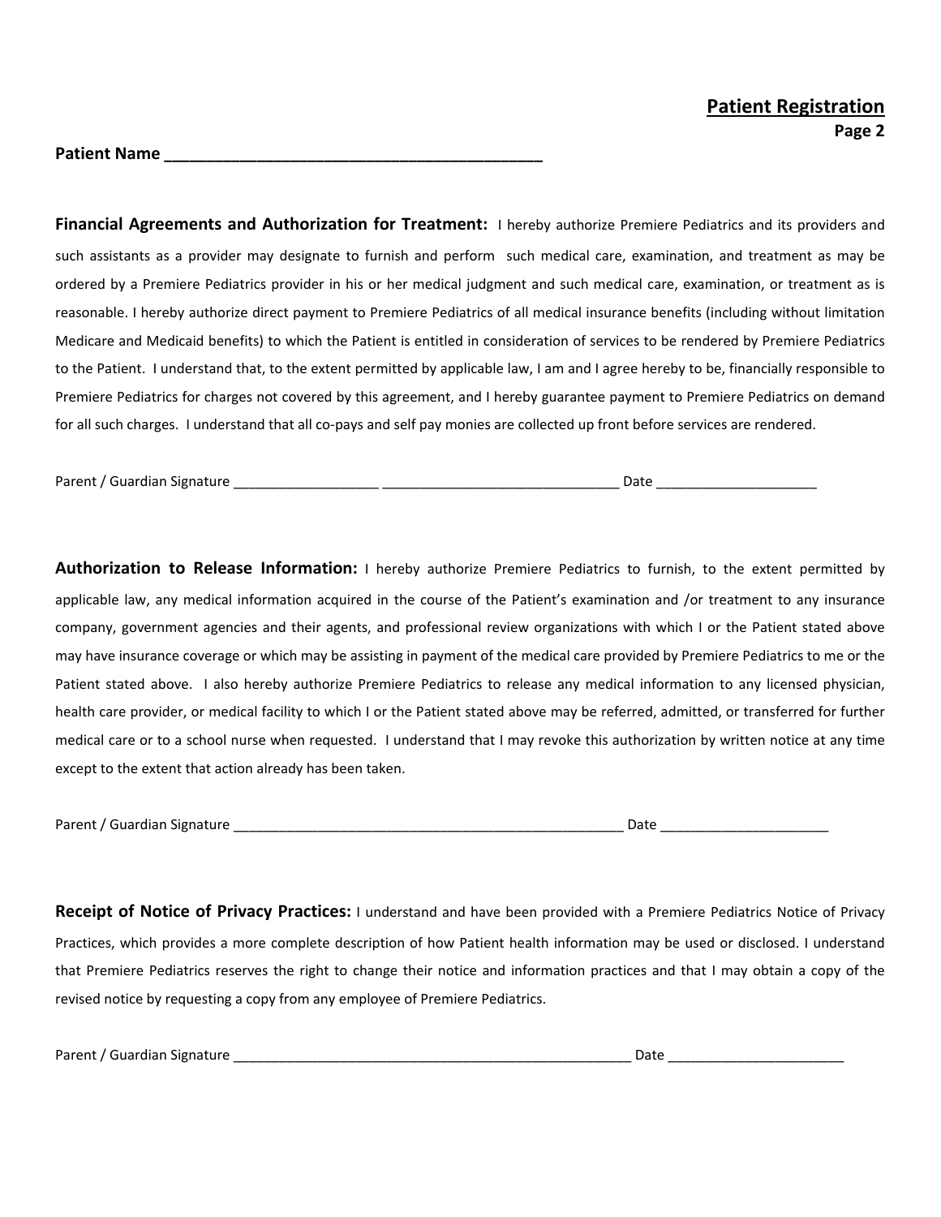## Patient Registration

**Page 2**

**Patient Name** ___________________________________________

**Financial Agreements and Authorization for Treatment:** I hereby authorize Premiere Pediatrics and its providers and such assistants as a provider may designate to furnish and perform such medical care, examination, and treatment as may be ordered by a Premiere Pediatrics provider in his or her medical judgment and such medical care, examination, or treatment as is reasonable. I hereby authorize direct payment to Premiere Pediatrics of all medical insurance benefits (including without limitation Medicare and Medicaid benefits) to which the Patient is entitled in consideration of services to be rendered by Premiere Pediatrics to the Patient. I understand that, to the extent permitted by applicable law, I am and I agree hereby to be, financially responsible to Premiere Pediatrics for charges not covered by this agreement, and I hereby guarantee payment to Premiere Pediatrics on demand for all such charges. I understand that all co-pays and self pay monies are collected up front before services are rendered.

Parent / Guardian Signature ___________________ _______________________________ Date _____________________

**Authorization to Release Information:** I hereby authorize Premiere Pediatrics to furnish, to the extent permitted by applicable law, any medical information acquired in the course of the Patient's examination and /or treatment to any insurance company, government agencies and their agents, and professional review organizations with which I or the Patient stated above may have insurance coverage or which may be assisting in payment of the medical care provided by Premiere Pediatrics to me or the Patient stated above. I also hereby authorize Premiere Pediatrics to release any medical information to any licensed physician, health care provider, or medical facility to which I or the Patient stated above may be referred, admitted, or transferred for further medical care or to a school nurse when requested. I understand that I may revoke this authorization by written notice at any time except to the extent that action already has been taken.

Parent / Guardian Signature ____________________________________________________ Date ______________________

**Receipt of Notice of Privacy Practices:** I understand and have been provided with a Premiere Pediatrics Notice of Privacy Practices, which provides a more complete description of how Patient health information may be used or disclosed. I understand that Premiere Pediatrics reserves the right to change their notice and information practices and that I may obtain a copy of the revised notice by requesting a copy from any employee of Premiere Pediatrics.

Parent / Guardian Signature ______________________________________________________ Date _______________________